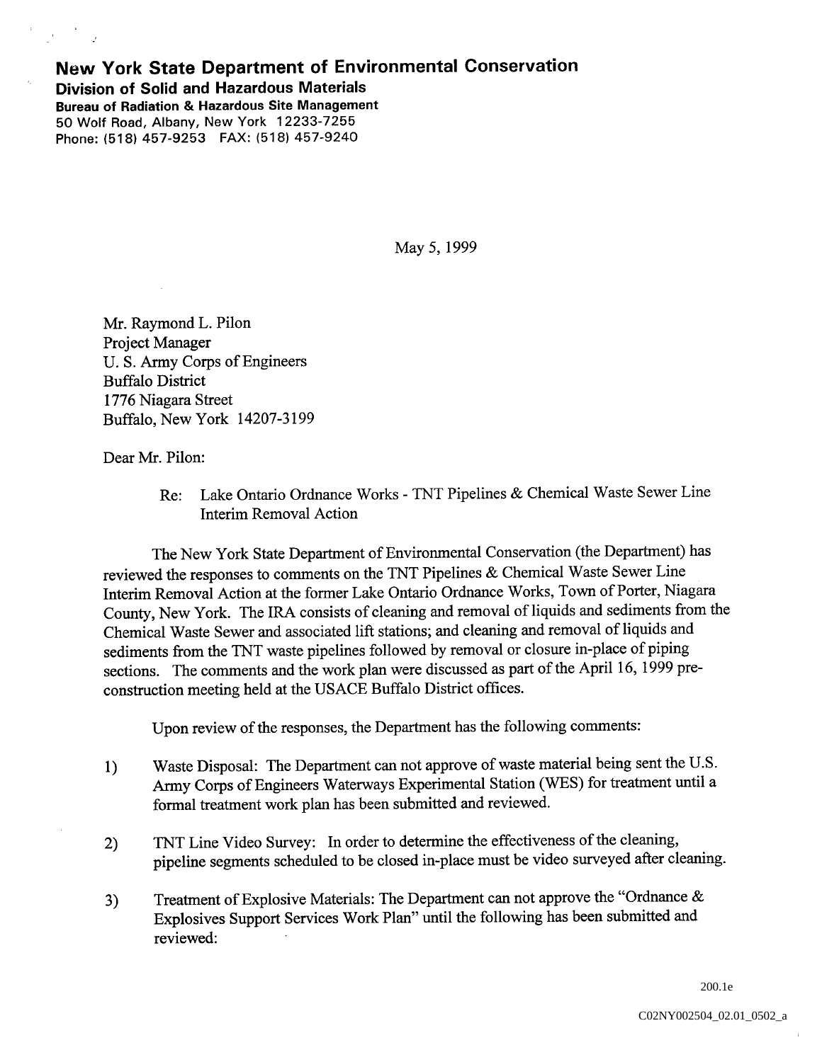# New York State Department of Environmental Conservation

**Division of Solid and Hazardous Materials**

**Bureau of Radiation & Hazardous Site Management**

50 Wolf Road, Albany, New York 12233-7255

Phone: (518) 457-9253 FAX: (518) 457-9240

May 5, 1999

Mr. Raymond L. Pilon
Project Manager
U. S. Army Corps of Engineers
Buffalo District
1776 Niagara Street
Buffalo, New York 14207-3199

Dear Mr. Pilon:

Re: Lake Ontario Ordnance Works - TNT Pipelines & Chemical Waste Sewer Line Interim Removal Action

The New York State Department of Environmental Conservation (the Department) has reviewed the responses to comments on the TNT Pipelines & Chemical Waste Sewer Line Interim Removal Action at the former Lake Ontario Ordnance Works, Town of Porter, Niagara County, New York. The IRA consists of cleaning and removal of liquids and sediments from the Chemical Waste Sewer and associated lift stations; and cleaning and removal of liquids and sediments from the TNT waste pipelines followed by removal or closure in-place of piping sections. The comments and the work plan were discussed as part of the April 16, 1999 pre-construction meeting held at the USACE Buffalo District offices.

Upon review of the responses, the Department has the following comments:

1) Waste Disposal: The Department can not approve of waste material being sent the U.S. Army Corps of Engineers Waterways Experimental Station (WES) for treatment until a formal treatment work plan has been submitted and reviewed.

2) TNT Line Video Survey: In order to determine the effectiveness of the cleaning, pipeline segments scheduled to be closed in-place must be video surveyed after cleaning.

3) Treatment of Explosive Materials: The Department can not approve the "Ordnance & Explosives Support Services Work Plan" until the following has been submitted and reviewed:

200.1e

C02NY002504_02.01_0502_a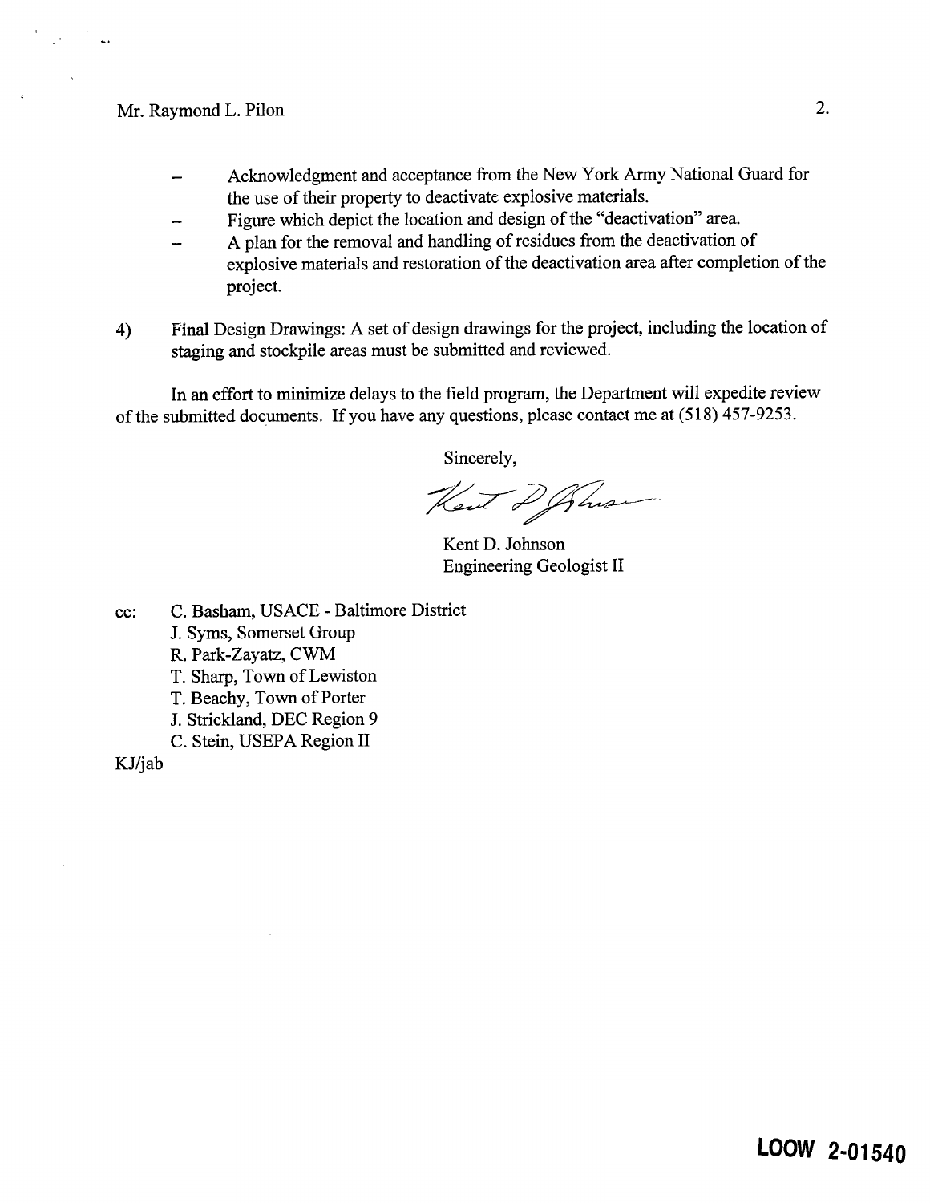Mr. Raymond L. Pilon

- Acknowledgment and acceptance from the New York Army National Guard for the use of their property to deactivate explosive materials.
- Figure which depict the location and design of the "deactivation" area.
- A plan for the removal and handling of residues from the deactivation of explosive materials and restoration of the deactivation area after completion of the project.

4) Final Design Drawings: A set of design drawings for the project, including the location of staging and stockpile areas must be submitted and reviewed.

In an effort to minimize delays to the field program, the Department will expedite review of the submitted documents. If you have any questions, please contact me at (518) 457-9253.

Sincerely,

Kent D. Johnson
Engineering Geologist II

cc: C. Basham, USACE - Baltimore District
J. Syms, Somerset Group
R. Park-Zayatz, CWM
T. Sharp, Town of Lewiston
T. Beachy, Town of Porter
J. Strickland, DEC Region 9
C. Stein, USEPA Region II

KJ/jab

LOOW 2-01540